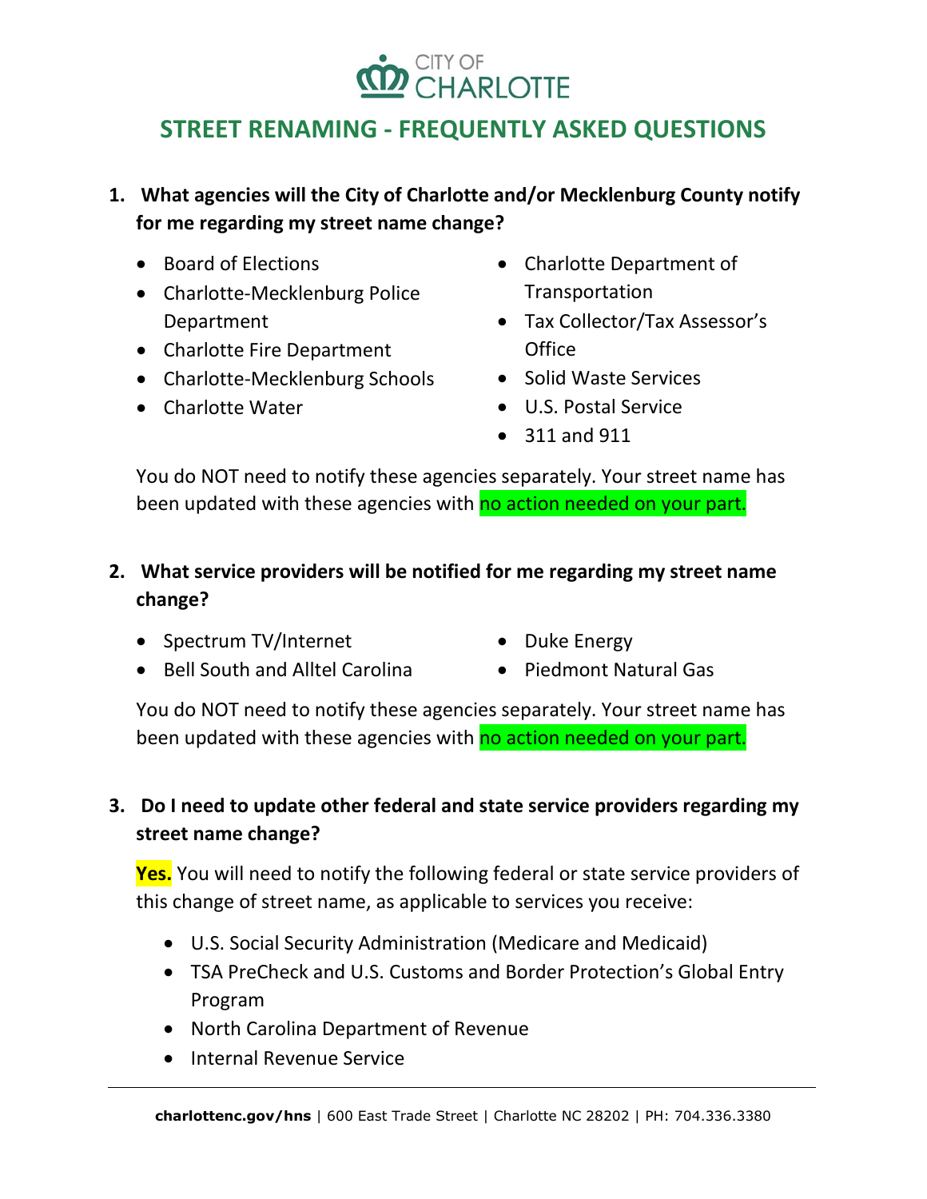# CITY OF CHARLOTTE

## STREET RENAMING - FREQUENTLY ASKED QUESTIONS

1. **What agencies will the City of Charlotte and/or Mecklenburg County notify for me regarding my street name change?**

   - Board of Elections
   - Charlotte-Mecklenburg Police Department
   - Charlotte Fire Department
   - Charlotte-Mecklenburg Schools
   - Charlotte Water
   - Charlotte Department of Transportation
   - Tax Collector/Tax Assessor's Office
   - Solid Waste Services
   - U.S. Postal Service
   - 311 and 911

   You do NOT need to notify these agencies separately. Your street name has been updated with these agencies with no action needed on your part.

2. **What service providers will be notified for me regarding my street name change?**

   - Spectrum TV/Internet
   - Bell South and Alltel Carolina
   - Duke Energy
   - Piedmont Natural Gas

   You do NOT need to notify these agencies separately. Your street name has been updated with these agencies with no action needed on your part.

3. **Do I need to update other federal and state service providers regarding my street name change?**

   **Yes.** You will need to notify the following federal or state service providers of this change of street name, as applicable to services you receive:

   - U.S. Social Security Administration (Medicare and Medicaid)
   - TSA PreCheck and U.S. Customs and Border Protection's Global Entry Program
   - North Carolina Department of Revenue
   - Internal Revenue Service

**charlottenc.gov/hns** | 600 East Trade Street | Charlotte NC 28202 | PH: 704.336.3380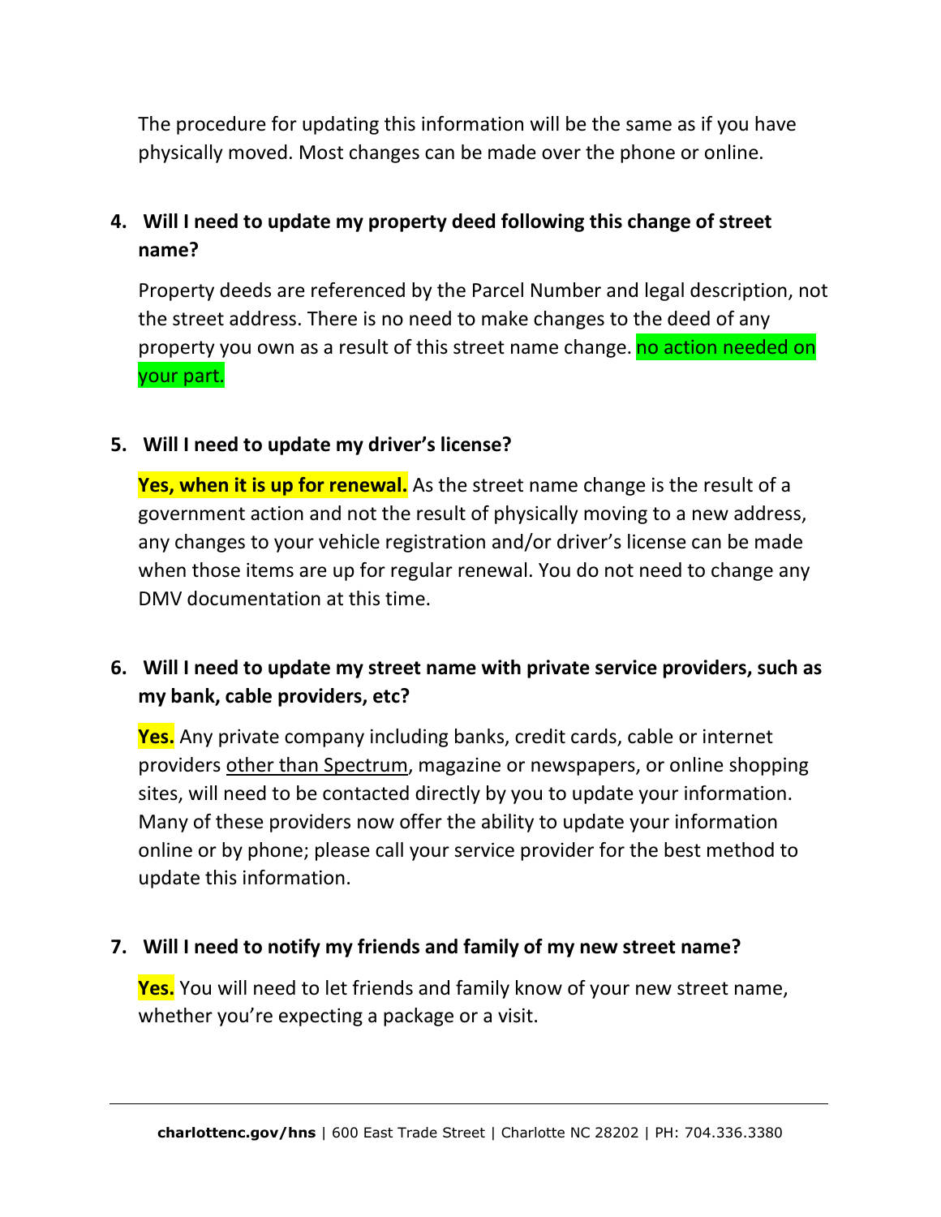The procedure for updating this information will be the same as if you have physically moved. Most changes can be made over the phone or online.

**4. Will I need to update my property deed following this change of street name?**

Property deeds are referenced by the Parcel Number and legal description, not the street address. There is no need to make changes to the deed of any property you own as a result of this street name change. no action needed on your part.

**5. Will I need to update my driver's license?**

**Yes, when it is up for renewal.** As the street name change is the result of a government action and not the result of physically moving to a new address, any changes to your vehicle registration and/or driver's license can be made when those items are up for regular renewal. You do not need to change any DMV documentation at this time.

**6. Will I need to update my street name with private service providers, such as my bank, cable providers, etc?**

**Yes.** Any private company including banks, credit cards, cable or internet providers other than Spectrum, magazine or newspapers, or online shopping sites, will need to be contacted directly by you to update your information. Many of these providers now offer the ability to update your information online or by phone; please call your service provider for the best method to update this information.

**7. Will I need to notify my friends and family of my new street name?**

**Yes.** You will need to let friends and family know of your new street name, whether you're expecting a package or a visit.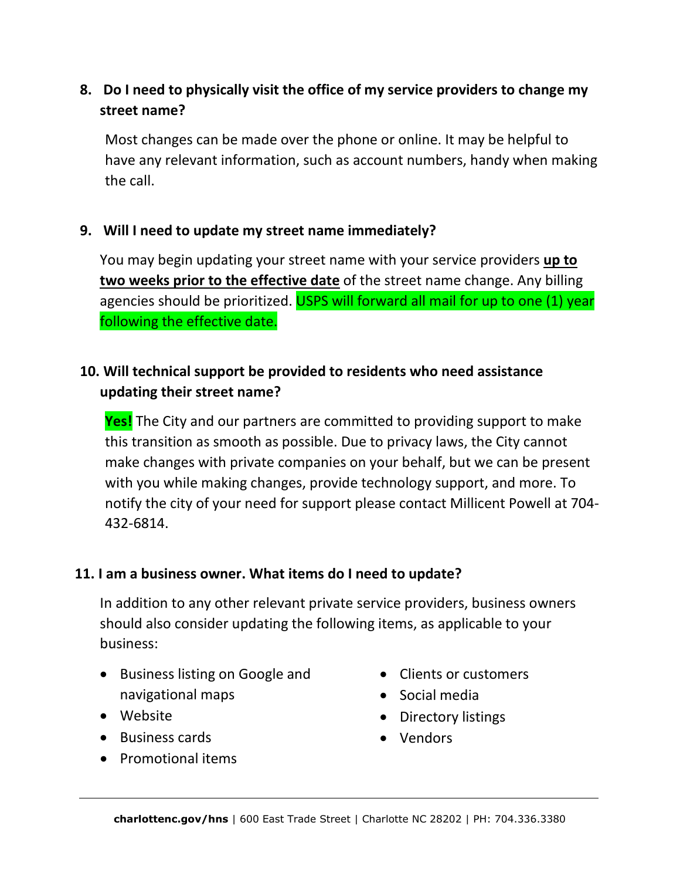8. **Do I need to physically visit the office of my service providers to change my street name?**

   Most changes can be made over the phone or online. It may be helpful to have any relevant information, such as account numbers, handy when making the call.

9. **Will I need to update my street name immediately?**

   You may begin updating your street name with your service providers **up to two weeks prior to the effective date** of the street name change. Any billing agencies should be prioritized. USPS will forward all mail for up to one (1) year following the effective date.

10. **Will technical support be provided to residents who need assistance updating their street name?**

    **Yes!** The City and our partners are committed to providing support to make this transition as smooth as possible. Due to privacy laws, the City cannot make changes with private companies on your behalf, but we can be present with you while making changes, provide technology support, and more. To notify the city of your need for support please contact Millicent Powell at 704-432-6814.

11. **I am a business owner. What items do I need to update?**

    In addition to any other relevant private service providers, business owners should also consider updating the following items, as applicable to your business:

    - Business listing on Google and navigational maps
    - Website
    - Business cards
    - Promotional items
    - Clients or customers
    - Social media
    - Directory listings
    - Vendors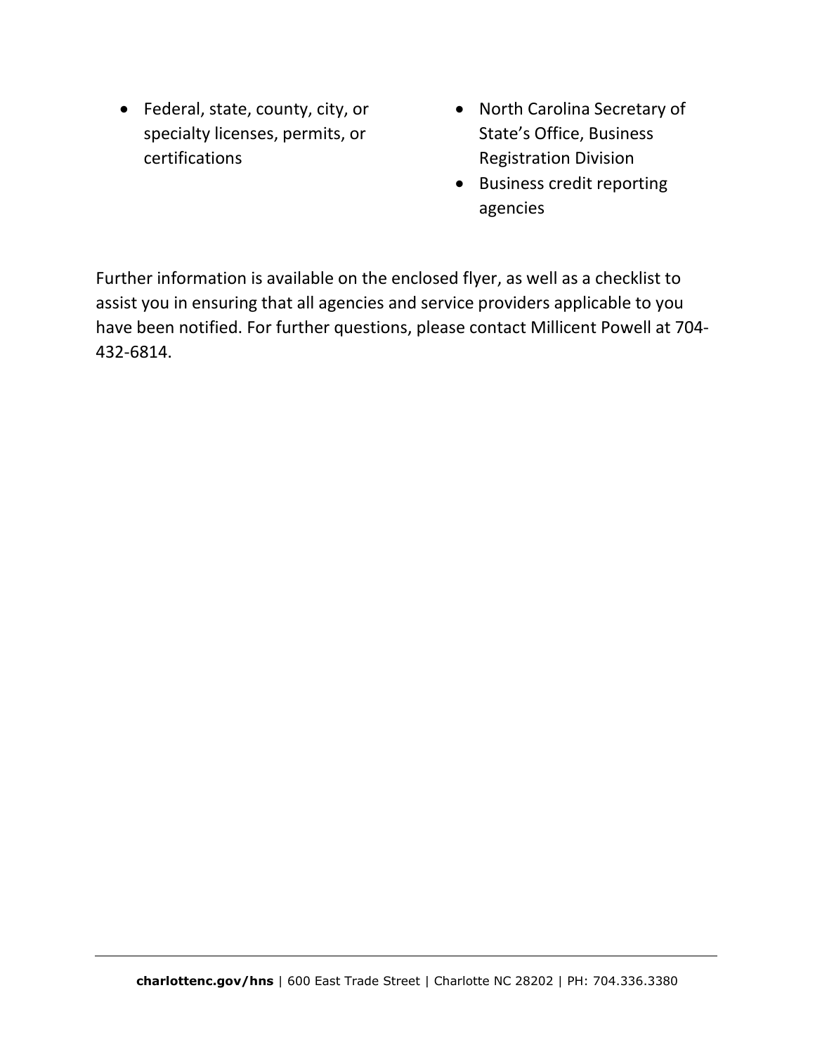- Federal, state, county, city, or specialty licenses, permits, or certifications
- North Carolina Secretary of State's Office, Business Registration Division
- Business credit reporting agencies

Further information is available on the enclosed flyer, as well as a checklist to assist you in ensuring that all agencies and service providers applicable to you have been notified. For further questions, please contact Millicent Powell at 704-432-6814.